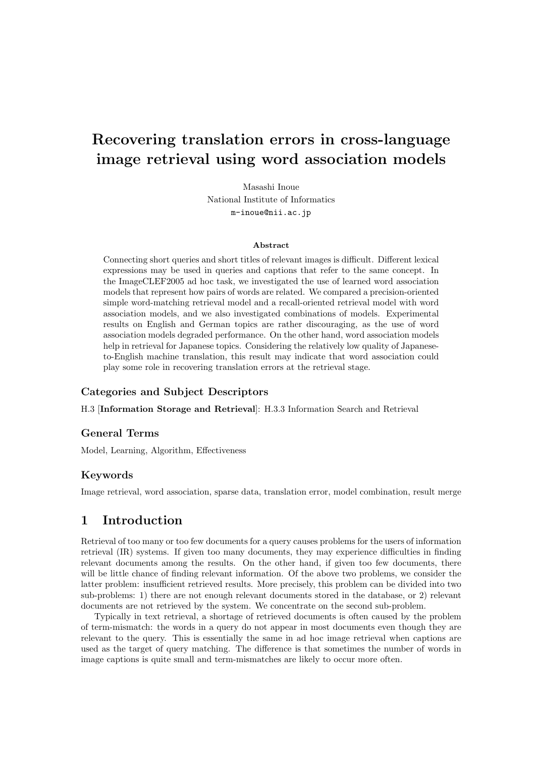# Recovering translation errors in cross-language image retrieval using word association models

Masashi Inoue
National Institute of Informatics
m-inoue@nii.ac.jp

### Abstract

Connecting short queries and short titles of relevant images is difficult. Different lexical expressions may be used in queries and captions that refer to the same concept. In the ImageCLEF2005 ad hoc task, we investigated the use of learned word association models that represent how pairs of words are related. We compared a precision-oriented simple word-matching retrieval model and a recall-oriented retrieval model with word association models, and we also investigated combinations of models. Experimental results on English and German topics are rather discouraging, as the use of word association models degraded performance. On the other hand, word association models help in retrieval for Japanese topics. Considering the relatively low quality of Japanese-to-English machine translation, this result may indicate that word association could play some role in recovering translation errors at the retrieval stage.

### Categories and Subject Descriptors

H.3 [**Information Storage and Retrieval**]: H.3.3 Information Search and Retrieval

### General Terms

Model, Learning, Algorithm, Effectiveness

### Keywords

Image retrieval, word association, sparse data, translation error, model combination, result merge

## 1 Introduction

Retrieval of too many or too few documents for a query causes problems for the users of information retrieval (IR) systems. If given too many documents, they may experience difficulties in finding relevant documents among the results. On the other hand, if given too few documents, there will be little chance of finding relevant information. Of the above two problems, we consider the latter problem: insufficient retrieved results. More precisely, this problem can be divided into two sub-problems: 1) there are not enough relevant documents stored in the database, or 2) relevant documents are not retrieved by the system. We concentrate on the second sub-problem.

Typically in text retrieval, a shortage of retrieved documents is often caused by the problem of term-mismatch: the words in a query do not appear in most documents even though they are relevant to the query. This is essentially the same in ad hoc image retrieval when captions are used as the target of query matching. The difference is that sometimes the number of words in image captions is quite small and term-mismatches are likely to occur more often.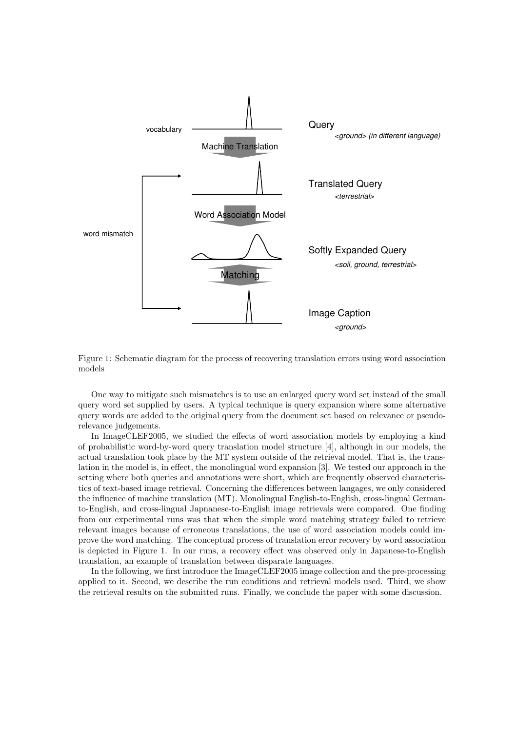Figure 1: Schematic diagram for the process of recovering translation errors using word association models

One way to mitigate such mismatches is to use an enlarged query word set instead of the small query word set supplied by users. A typical technique is query expansion where some alternative query words are added to the original query from the document set based on relevance or pseudo-relevance judgements.

In ImageCLEF2005, we studied the effects of word association models by employing a kind of probabilistic word-by-word query translation model structure [4], although in our models, the actual translation took place by the MT system outside of the retrieval model. That is, the translation in the model is, in effect, the monolingual word expansion [3]. We tested our approach in the setting where both queries and annotations were short, which are frequently observed characteristics of text-based image retrieval. Concerning the differences between langages, we only considered the influence of machine translation (MT). Monolingual English-to-English, cross-lingual German-to-English, and cross-lingual Japnanese-to-English image retrievals were compared. One finding from our experimental runs was that when the simple word matching strategy failed to retrieve relevant images because of erroneous translations, the use of word association models could improve the word matching. The conceptual process of translation error recovery by word association is depicted in Figure 1. In our runs, a recovery effect was observed only in Japanese-to-English translation, an example of translation between disparate languages.

In the following, we first introduce the ImageCLEF2005 image collection and the pre-processing applied to it. Second, we describe the run conditions and retrieval models used. Third, we show the retrieval results on the submitted runs. Finally, we conclude the paper with some discussion.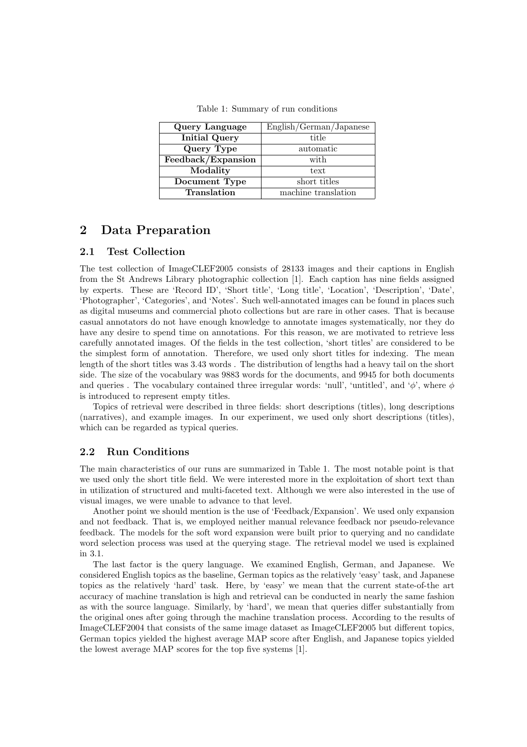Table 1: Summary of run conditions

| Query Language | English/German/Japanese |
|---|---|
| **Initial Query** | title |
| **Query Type** | automatic |
| **Feedback/Expansion** | with |
| **Modality** | text |
| **Document Type** | short titles |
| **Translation** | machine translation |

## 2 Data Preparation

### 2.1 Test Collection

The test collection of ImageCLEF2005 consists of 28133 images and their captions in English from the St Andrews Library photographic collection [1]. Each caption has nine fields assigned by experts. These are 'Record ID', 'Short title', 'Long title', 'Location', 'Description', 'Date', 'Photographer', 'Categories', and 'Notes'. Such well-annotated images can be found in places such as digital museums and commercial photo collections but are rare in other cases. That is because casual annotators do not have enough knowledge to annotate images systematically, nor they do have any desire to spend time on annotations. For this reason, we are motivated to retrieve less carefully annotated images. Of the fields in the test collection, 'short titles' are considered to be the simplest form of annotation. Therefore, we used only short titles for indexing. The mean length of the short titles was 3.43 words . The distribution of lengths had a heavy tail on the short side. The size of the vocabulary was 9883 words for the documents, and 9945 for both documents and queries . The vocabulary contained three irregular words: 'null', 'untitled', and '$\phi$', where $\phi$ is introduced to represent empty titles.

Topics of retrieval were described in three fields: short descriptions (titles), long descriptions (narratives), and example images. In our experiment, we used only short descriptions (titles), which can be regarded as typical queries.

### 2.2 Run Conditions

The main characteristics of our runs are summarized in Table 1. The most notable point is that we used only the short title field. We were interested more in the exploitation of short text than in utilization of structured and multi-faceted text. Although we were also interested in the use of visual images, we were unable to advance to that level.

Another point we should mention is the use of 'Feedback/Expansion'. We used only expansion and not feedback. That is, we employed neither manual relevance feedback nor pseudo-relevance feedback. The models for the soft word expansion were built prior to querying and no candidate word selection process was used at the querying stage. The retrieval model we used is explained in 3.1.

The last factor is the query language. We examined English, German, and Japanese. We considered English topics as the baseline, German topics as the relatively 'easy' task, and Japanese topics as the relatively 'hard' task. Here, by 'easy' we mean that the current state-of-the art accuracy of machine translation is high and retrieval can be conducted in nearly the same fashion as with the source language. Similarly, by 'hard', we mean that queries differ substantially from the original ones after going through the machine translation process. According to the results of ImageCLEF2004 that consists of the same image dataset as ImageCLEF2005 but different topics, German topics yielded the highest average MAP score after English, and Japanese topics yielded the lowest average MAP scores for the top five systems [1].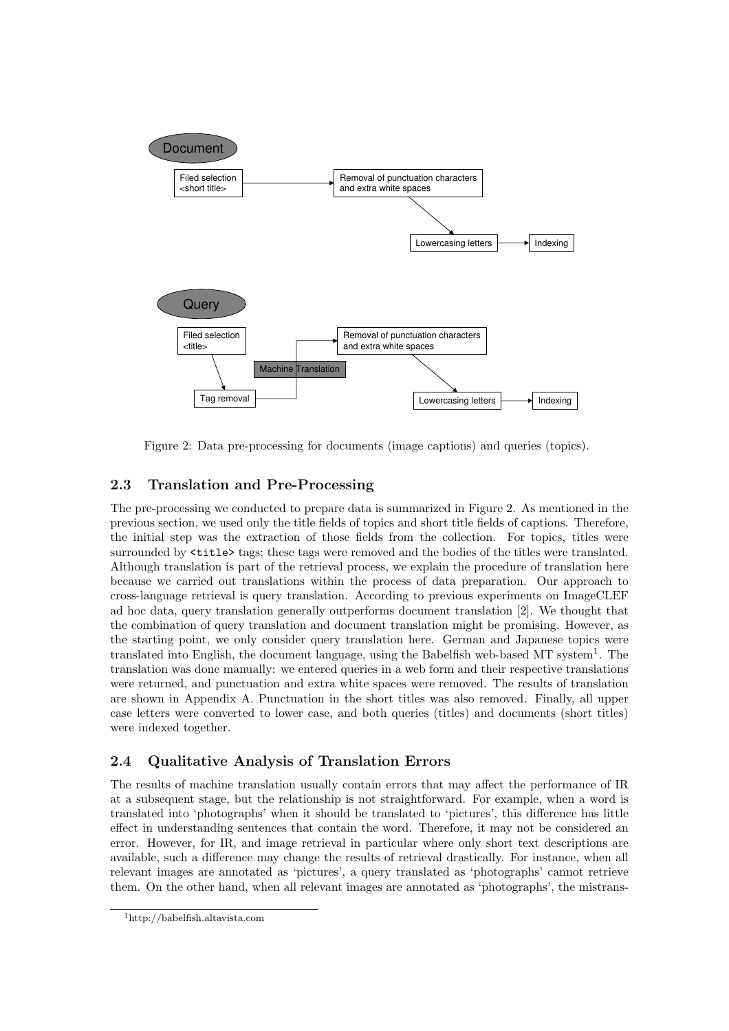Figure 2: Data pre-processing for documents (image captions) and queries (topics).

## 2.3 Translation and Pre-Processing

The pre-processing we conducted to prepare data is summarized in Figure 2. As mentioned in the previous section, we used only the title fields of topics and short title fields of captions. Therefore, the initial step was the extraction of those fields from the collection. For topics, titles were surrounded by `<title>` tags; these tags were removed and the bodies of the titles were translated. Although translation is part of the retrieval process, we explain the procedure of translation here because we carried out translations within the process of data preparation. Our approach to cross-language retrieval is query translation. According to previous experiments on ImageCLEF ad hoc data, query translation generally outperforms document translation [2]. We thought that the combination of query translation and document translation might be promising. However, as the starting point, we only consider query translation here. German and Japanese topics were translated into English, the document language, using the Babelfish web-based MT system[1]. The translation was done manually: we entered queries in a web form and their respective translations were returned, and punctuation and extra white spaces were removed. The results of translation are shown in Appendix A. Punctuation in the short titles was also removed. Finally, all upper case letters were converted to lower case, and both queries (titles) and documents (short titles) were indexed together.

## 2.4 Qualitative Analysis of Translation Errors

The results of machine translation usually contain errors that may affect the performance of IR at a subsequent stage, but the relationship is not straightforward. For example, when a word is translated into 'photographs' when it should be translated to 'pictures', this difference has little effect in understanding sentences that contain the word. Therefore, it may not be considered an error. However, for IR, and image retrieval in particular where only short text descriptions are available, such a difference may change the results of retrieval drastically. For instance, when all relevant images are annotated as 'pictures', a query translated as 'photographs' cannot retrieve them. On the other hand, when all relevant images are annotated as 'photographs', the mistrans-

[1] http://babelfish.altavista.com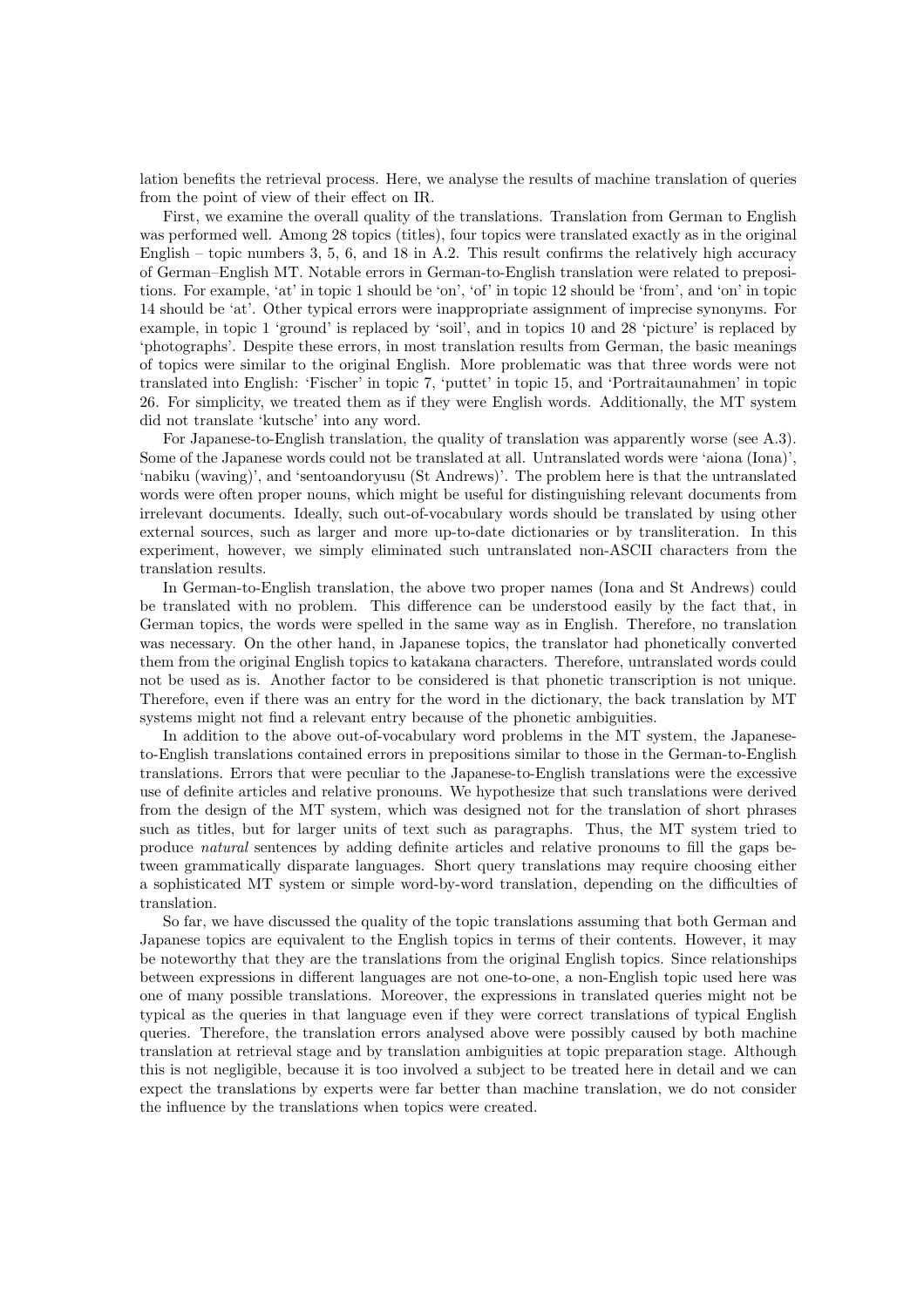lation benefits the retrieval process. Here, we analyse the results of machine translation of queries from the point of view of their effect on IR.

First, we examine the overall quality of the translations. Translation from German to English was performed well. Among 28 topics (titles), four topics were translated exactly as in the original English – topic numbers 3, 5, 6, and 18 in A.2. This result confirms the relatively high accuracy of German–English MT. Notable errors in German-to-English translation were related to prepositions. For example, 'at' in topic 1 should be 'on', 'of' in topic 12 should be 'from', and 'on' in topic 14 should be 'at'. Other typical errors were inappropriate assignment of imprecise synonyms. For example, in topic 1 'ground' is replaced by 'soil', and in topics 10 and 28 'picture' is replaced by 'photographs'. Despite these errors, in most translation results from German, the basic meanings of topics were similar to the original English. More problematic was that three words were not translated into English: 'Fischer' in topic 7, 'puttet' in topic 15, and 'Portraitaunahmen' in topic 26. For simplicity, we treated them as if they were English words. Additionally, the MT system did not translate 'kutsche' into any word.

For Japanese-to-English translation, the quality of translation was apparently worse (see A.3). Some of the Japanese words could not be translated at all. Untranslated words were 'aiona (Iona)', 'nabiku (waving)', and 'sentoandoryusu (St Andrews)'. The problem here is that the untranslated words were often proper nouns, which might be useful for distinguishing relevant documents from irrelevant documents. Ideally, such out-of-vocabulary words should be translated by using other external sources, such as larger and more up-to-date dictionaries or by transliteration. In this experiment, however, we simply eliminated such untranslated non-ASCII characters from the translation results.

In German-to-English translation, the above two proper names (Iona and St Andrews) could be translated with no problem. This difference can be understood easily by the fact that, in German topics, the words were spelled in the same way as in English. Therefore, no translation was necessary. On the other hand, in Japanese topics, the translator had phonetically converted them from the original English topics to katakana characters. Therefore, untranslated words could not be used as is. Another factor to be considered is that phonetic transcription is not unique. Therefore, even if there was an entry for the word in the dictionary, the back translation by MT systems might not find a relevant entry because of the phonetic ambiguities.

In addition to the above out-of-vocabulary word problems in the MT system, the Japanese-to-English translations contained errors in prepositions similar to those in the German-to-English translations. Errors that were peculiar to the Japanese-to-English translations were the excessive use of definite articles and relative pronouns. We hypothesize that such translations were derived from the design of the MT system, which was designed not for the translation of short phrases such as titles, but for larger units of text such as paragraphs. Thus, the MT system tried to produce *natural* sentences by adding definite articles and relative pronouns to fill the gaps between grammatically disparate languages. Short query translations may require choosing either a sophisticated MT system or simple word-by-word translation, depending on the difficulties of translation.

So far, we have discussed the quality of the topic translations assuming that both German and Japanese topics are equivalent to the English topics in terms of their contents. However, it may be noteworthy that they are the translations from the original English topics. Since relationships between expressions in different languages are not one-to-one, a non-English topic used here was one of many possible translations. Moreover, the expressions in translated queries might not be typical as the queries in that language even if they were correct translations of typical English queries. Therefore, the translation errors analysed above were possibly caused by both machine translation at retrieval stage and by translation ambiguities at topic preparation stage. Although this is not negligible, because it is too involved a subject to be treated here in detail and we can expect the translations by experts were far better than machine translation, we do not consider the influence by the translations when topics were created.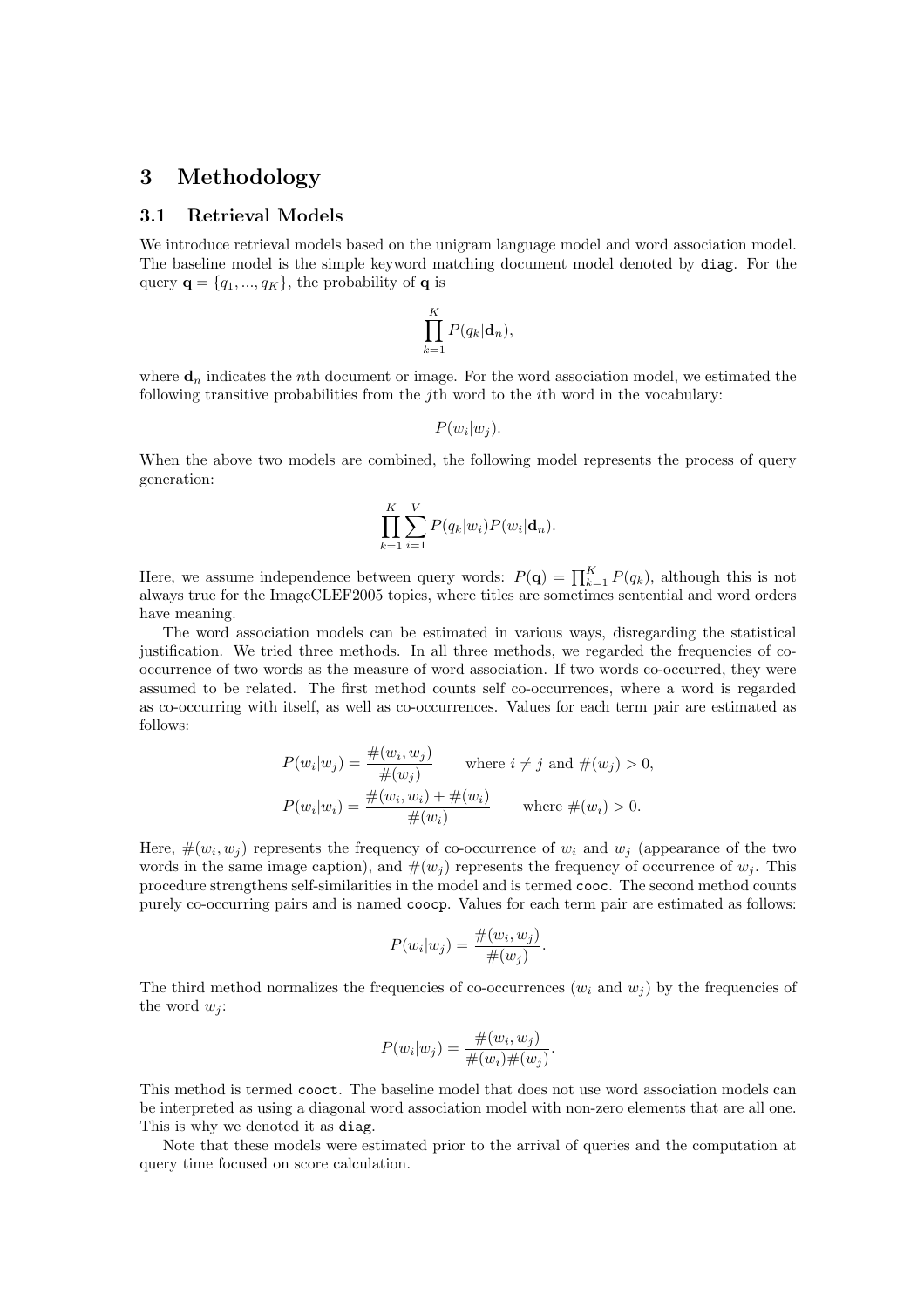## 3 Methodology

### 3.1 Retrieval Models

We introduce retrieval models based on the unigram language model and word association model. The baseline model is the simple keyword matching document model denoted by `diag`. For the query $\mathbf{q} = \{q_1, ..., q_K\}$, the probability of $\mathbf{q}$ is

$$\prod_{k=1}^{K} P(q_k|\mathbf{d}_n),$$

where $\mathbf{d}_n$ indicates the $n$th document or image. For the word association model, we estimated the following transitive probabilities from the $j$th word to the $i$th word in the vocabulary:

$$P(w_i|w_j).$$

When the above two models are combined, the following model represents the process of query generation:

$$\prod_{k=1}^{K} \sum_{i=1}^{V} P(q_k|w_i) P(w_i|\mathbf{d}_n).$$

Here, we assume independence between query words: $P(\mathbf{q}) = \prod_{k=1}^{K} P(q_k)$, although this is not always true for the ImageCLEF2005 topics, where titles are sometimes sentential and word orders have meaning.

The word association models can be estimated in various ways, disregarding the statistical justification. We tried three methods. In all three methods, we regarded the frequencies of co-occurrence of two words as the measure of word association. If two words co-occurred, they were assumed to be related. The first method counts self co-occurrences, where a word is regarded as co-occurring with itself, as well as co-occurrences. Values for each term pair are estimated as follows:

$$P(w_i|w_j) = \frac{\#(w_i, w_j)}{\#(w_j)} \qquad \text{where } i \neq j \text{ and } \#(w_j) > 0,$$

$$P(w_i|w_i) = \frac{\#(w_i, w_i) + \#(w_i)}{\#(w_i)} \qquad \text{where } \#(w_i) > 0.$$

Here, $\#(w_i, w_j)$ represents the frequency of co-occurrence of $w_i$ and $w_j$ (appearance of the two words in the same image caption), and $\#(w_j)$ represents the frequency of occurrence of $w_j$. This procedure strengthens self-similarities in the model and is termed `cooc`. The second method counts purely co-occurring pairs and is named `coocp`. Values for each term pair are estimated as follows:

$$P(w_i|w_j) = \frac{\#(w_i, w_j)}{\#(w_j)}.$$

The third method normalizes the frequencies of co-occurrences ($w_i$ and $w_j$) by the frequencies of the word $w_j$:

$$P(w_i|w_j) = \frac{\#(w_i, w_j)}{\#(w_i)\#(w_j)}.$$

This method is termed `cooct`. The baseline model that does not use word association models can be interpreted as using a diagonal word association model with non-zero elements that are all one. This is why we denoted it as `diag`.

Note that these models were estimated prior to the arrival of queries and the computation at query time focused on score calculation.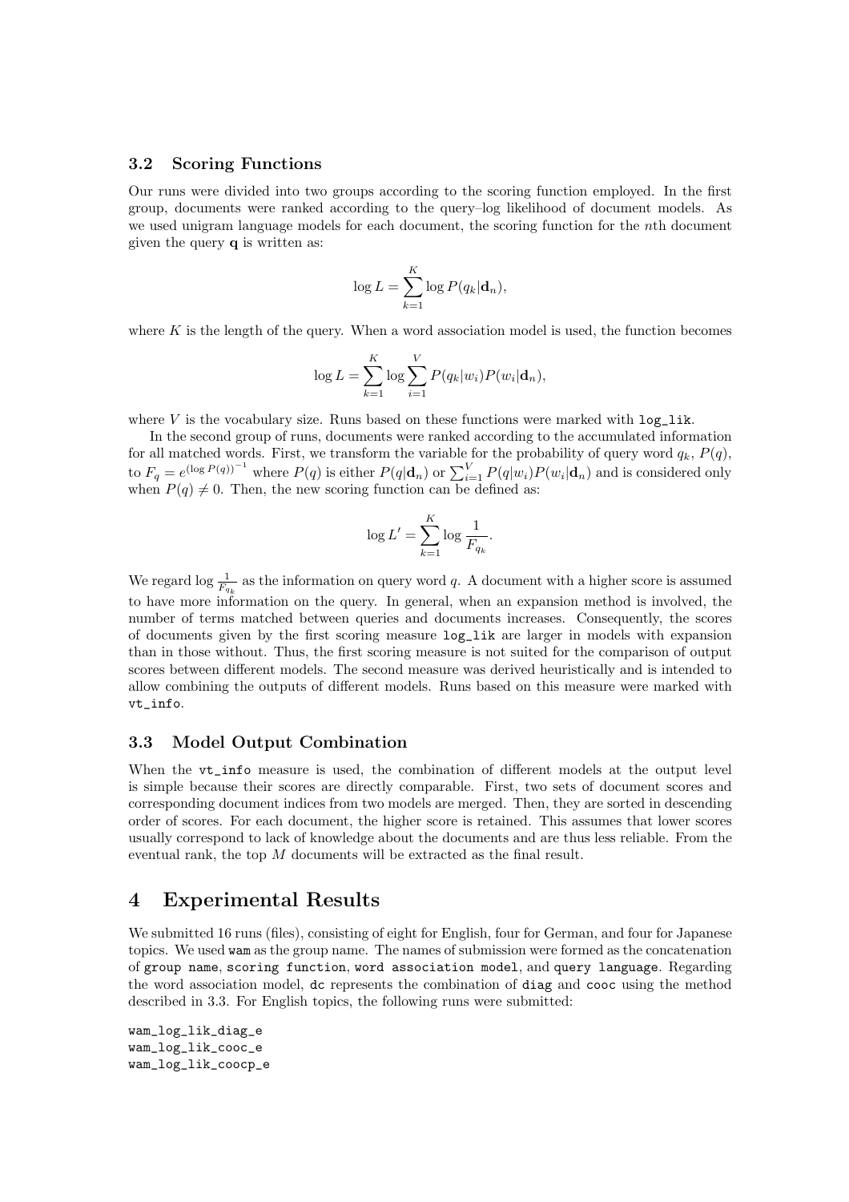### 3.2 Scoring Functions

Our runs were divided into two groups according to the scoring function employed. In the first group, documents were ranked according to the query–log likelihood of document models. As we used unigram language models for each document, the scoring function for the $n$th document given the query $\mathbf{q}$ is written as:

$$\log L = \sum_{k=1}^{K} \log P(q_k|\mathbf{d}_n),$$

where $K$ is the length of the query. When a word association model is used, the function becomes

$$\log L = \sum_{k=1}^{K} \log \sum_{i=1}^{V} P(q_k|w_i)P(w_i|\mathbf{d}_n),$$

where $V$ is the vocabulary size. Runs based on these functions were marked with `log_lik`.

In the second group of runs, documents were ranked according to the accumulated information for all matched words. First, we transform the variable for the probability of query word $q_k$, $P(q)$, to $F_q = e^{(\log P(q))^{-1}}$ where $P(q)$ is either $P(q|\mathbf{d}_n)$ or $\sum_{i=1}^{V} P(q|w_i)P(w_i|\mathbf{d}_n)$ and is considered only when $P(q) \neq 0$. Then, the new scoring function can be defined as:

$$\log L' = \sum_{k=1}^{K} \log \frac{1}{F_{q_k}}.$$

We regard $\log \frac{1}{F_{q_k}}$ as the information on query word $q$. A document with a higher score is assumed to have more information on the query. In general, when an expansion method is involved, the number of terms matched between queries and documents increases. Consequently, the scores of documents given by the first scoring measure `log_lik` are larger in models with expansion than in those without. Thus, the first scoring measure is not suited for the comparison of output scores between different models. The second measure was derived heuristically and is intended to allow combining the outputs of different models. Runs based on this measure were marked with `vt_info`.

### 3.3 Model Output Combination

When the `vt_info` measure is used, the combination of different models at the output level is simple because their scores are directly comparable. First, two sets of document scores and corresponding document indices from two models are merged. Then, they are sorted in descending order of scores. For each document, the higher score is retained. This assumes that lower scores usually correspond to lack of knowledge about the documents and are thus less reliable. From the eventual rank, the top $M$ documents will be extracted as the final result.

## 4 Experimental Results

We submitted 16 runs (files), consisting of eight for English, four for German, and four for Japanese topics. We used `wam` as the group name. The names of submission were formed as the concatenation of `group name`, `scoring function`, `word association model`, and `query language`. Regarding the word association model, `dc` represents the combination of `diag` and `cooc` using the method described in 3.3. For English topics, the following runs were submitted:

```
wam_log_lik_diag_e
wam_log_lik_cooc_e
wam_log_lik_coocp_e
```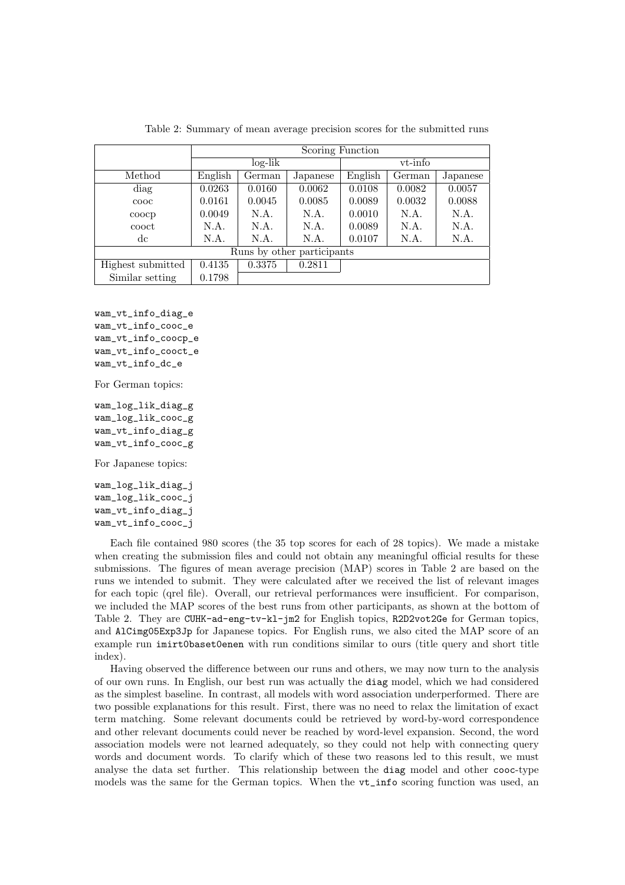Table 2: Summary of mean average precision scores for the submitted runs

| | Scoring Function | | | | | |
|---|---|---|---|---|---|---|
| | log-lik | | | vt-info | | |
| Method | English | German | Japanese | English | German | Japanese |
| diag | 0.0263 | 0.0160 | 0.0062 | 0.0108 | 0.0082 | 0.0057 |
| cooc | 0.0161 | 0.0045 | 0.0085 | 0.0089 | 0.0032 | 0.0088 |
| coocp | 0.0049 | N.A. | N.A. | 0.0010 | N.A. | N.A. |
| cooct | N.A. | N.A. | N.A. | 0.0089 | N.A. | N.A. |
| dc | N.A. | N.A. | N.A. | 0.0107 | N.A. | N.A. |
| Runs by other participants | | | | | | |
| Highest submitted | 0.4135 | 0.3375 | 0.2811 | | | |
| Similar setting | 0.1798 | | | | | |

```
wam_vt_info_diag_e
wam_vt_info_cooc_e
wam_vt_info_coocp_e
wam_vt_info_cooct_e
wam_vt_info_dc_e
```

For German topics:

```
wam_log_lik_diag_g
wam_log_lik_cooc_g
wam_vt_info_diag_g
wam_vt_info_cooc_g
```

For Japanese topics:

```
wam_log_lik_diag_j
wam_log_lik_cooc_j
wam_vt_info_diag_j
wam_vt_info_cooc_j
```

Each file contained 980 scores (the 35 top scores for each of 28 topics). We made a mistake when creating the submission files and could not obtain any meaningful official results for these submissions. The figures of mean average precision (MAP) scores in Table 2 are based on the runs we intended to submit. They were calculated after we received the list of relevant images for each topic (qrel file). Overall, our retrieval performances were insufficient. For comparison, we included the MAP scores of the best runs from other participants, as shown at the bottom of Table 2. They are `CUHK-ad-eng-tv-kl-jm2` for English topics, `R2D2vot2Ge` for German topics, and `AlCimg05Exp3Jp` for Japanese topics. For English runs, we also cited the MAP score of an example run `imirt0baset0enen` with run conditions similar to ours (title query and short title index).

Having observed the difference between our runs and others, we may now turn to the analysis of our own runs. In English, our best run was actually the `diag` model, which we had considered as the simplest baseline. In contrast, all models with word association underperformed. There are two possible explanations for this result. First, there was no need to relax the limitation of exact term matching. Some relevant documents could be retrieved by word-by-word correspondence and other relevant documents could never be reached by word-level expansion. Second, the word association models were not learned adequately, so they could not help with connecting query words and document words. To clarify which of these two reasons led to this result, we must analyse the data set further. This relationship between the `diag` model and other `cooc`-type models was the same for the German topics. When the `vt_info` scoring function was used, an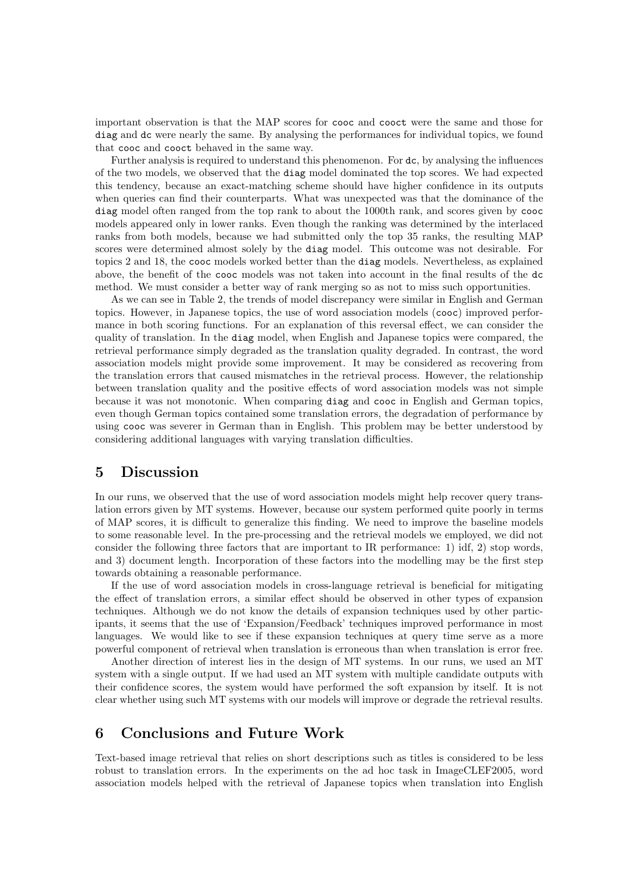important observation is that the MAP scores for `cooc` and `cooct` were the same and those for `diag` and `dc` were nearly the same. By analysing the performances for individual topics, we found that `cooc` and `cooct` behaved in the same way.

Further analysis is required to understand this phenomenon. For `dc`, by analysing the influences of the two models, we observed that the `diag` model dominated the top scores. We had expected this tendency, because an exact-matching scheme should have higher confidence in its outputs when queries can find their counterparts. What was unexpected was that the dominance of the `diag` model often ranged from the top rank to about the 1000th rank, and scores given by `cooc` models appeared only in lower ranks. Even though the ranking was determined by the interlaced ranks from both models, because we had submitted only the top 35 ranks, the resulting MAP scores were determined almost solely by the `diag` model. This outcome was not desirable. For topics 2 and 18, the `cooc` models worked better than the `diag` models. Nevertheless, as explained above, the benefit of the `cooc` models was not taken into account in the final results of the `dc` method. We must consider a better way of rank merging so as not to miss such opportunities.

As we can see in Table 2, the trends of model discrepancy were similar in English and German topics. However, in Japanese topics, the use of word association models (`cooc`) improved performance in both scoring functions. For an explanation of this reversal effect, we can consider the quality of translation. In the `diag` model, when English and Japanese topics were compared, the retrieval performance simply degraded as the translation quality degraded. In contrast, the word association models might provide some improvement. It may be considered as recovering from the translation errors that caused mismatches in the retrieval process. However, the relationship between translation quality and the positive effects of word association models was not simple because it was not monotonic. When comparing `diag` and `cooc` in English and German topics, even though German topics contained some translation errors, the degradation of performance by using `cooc` was severer in German than in English. This problem may be better understood by considering additional languages with varying translation difficulties.

## 5 Discussion

In our runs, we observed that the use of word association models might help recover query translation errors given by MT systems. However, because our system performed quite poorly in terms of MAP scores, it is difficult to generalize this finding. We need to improve the baseline models to some reasonable level. In the pre-processing and the retrieval models we employed, we did not consider the following three factors that are important to IR performance: 1) idf, 2) stop words, and 3) document length. Incorporation of these factors into the modelling may be the first step towards obtaining a reasonable performance.

If the use of word association models in cross-language retrieval is beneficial for mitigating the effect of translation errors, a similar effect should be observed in other types of expansion techniques. Although we do not know the details of expansion techniques used by other participants, it seems that the use of 'Expansion/Feedback' techniques improved performance in most languages. We would like to see if these expansion techniques at query time serve as a more powerful component of retrieval when translation is erroneous than when translation is error free.

Another direction of interest lies in the design of MT systems. In our runs, we used an MT system with a single output. If we had used an MT system with multiple candidate outputs with their confidence scores, the system would have performed the soft expansion by itself. It is not clear whether using such MT systems with our models will improve or degrade the retrieval results.

## 6 Conclusions and Future Work

Text-based image retrieval that relies on short descriptions such as titles is considered to be less robust to translation errors. In the experiments on the ad hoc task in ImageCLEF2005, word association models helped with the retrieval of Japanese topics when translation into English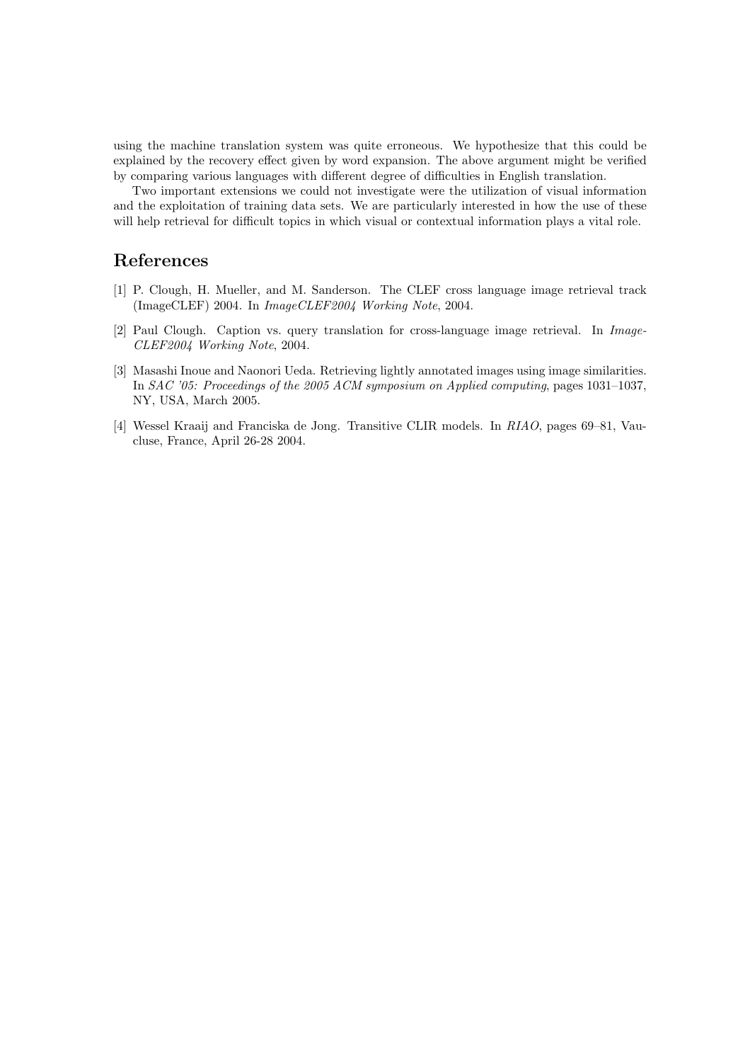using the machine translation system was quite erroneous. We hypothesize that this could be explained by the recovery effect given by word expansion. The above argument might be verified by comparing various languages with different degree of difficulties in English translation.

Two important extensions we could not investigate were the utilization of visual information and the exploitation of training data sets. We are particularly interested in how the use of these will help retrieval for difficult topics in which visual or contextual information plays a vital role.

## References

[1] P. Clough, H. Mueller, and M. Sanderson. The CLEF cross language image retrieval track (ImageCLEF) 2004. In *ImageCLEF2004 Working Note*, 2004.

[2] Paul Clough. Caption vs. query translation for cross-language image retrieval. In *ImageCLEF2004 Working Note*, 2004.

[3] Masashi Inoue and Naonori Ueda. Retrieving lightly annotated images using image similarities. In *SAC '05: Proceedings of the 2005 ACM symposium on Applied computing*, pages 1031–1037, NY, USA, March 2005.

[4] Wessel Kraaij and Franciska de Jong. Transitive CLIR models. In *RIAO*, pages 69–81, Vaucluse, France, April 26-28 2004.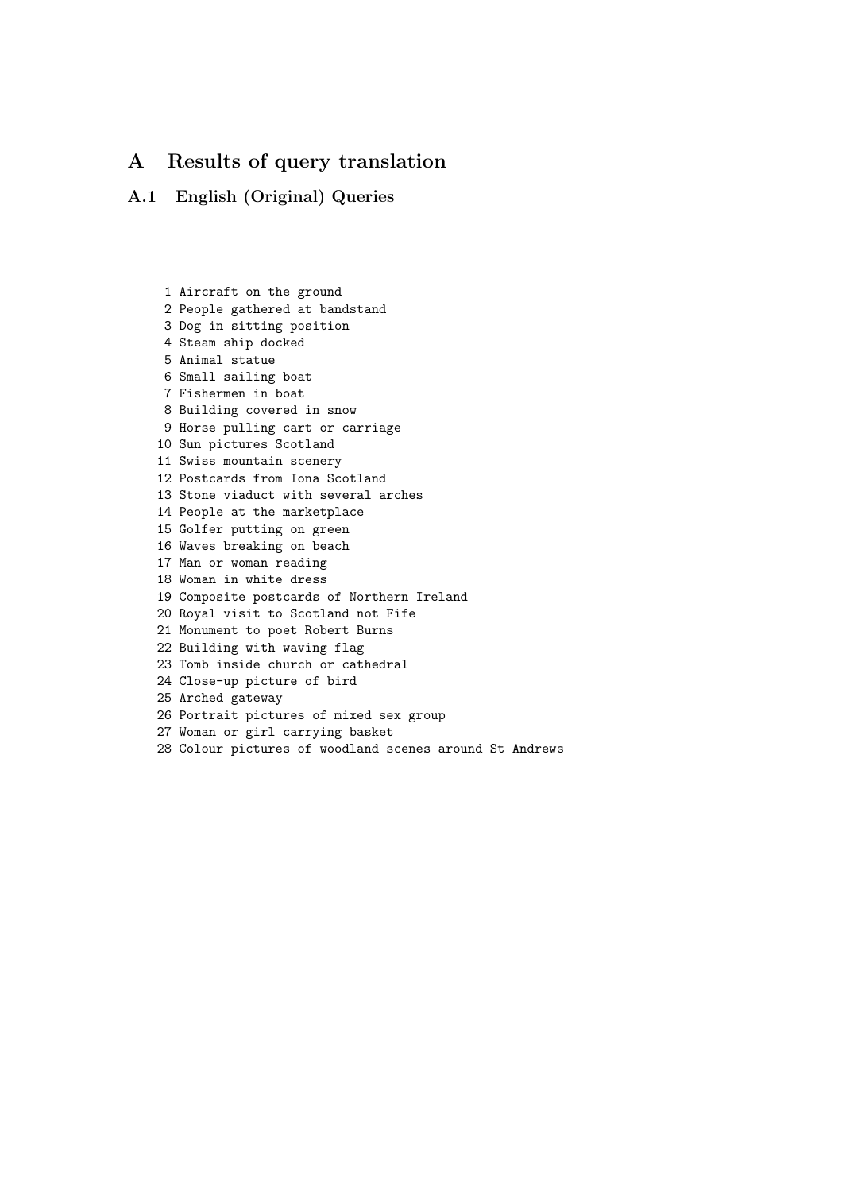# A Results of query translation

## A.1 English (Original) Queries

```
 1 Aircraft on the ground
 2 People gathered at bandstand
 3 Dog in sitting position
 4 Steam ship docked
 5 Animal statue
 6 Small sailing boat
 7 Fishermen in boat
 8 Building covered in snow
 9 Horse pulling cart or carriage
10 Sun pictures Scotland
11 Swiss mountain scenery
12 Postcards from Iona Scotland
13 Stone viaduct with several arches
14 People at the marketplace
15 Golfer putting on green
16 Waves breaking on beach
17 Man or woman reading
18 Woman in white dress
19 Composite postcards of Northern Ireland
20 Royal visit to Scotland not Fife
21 Monument to poet Robert Burns
22 Building with waving flag
23 Tomb inside church or cathedral
24 Close-up picture of bird
25 Arched gateway
26 Portrait pictures of mixed sex group
27 Woman or girl carrying basket
28 Colour pictures of woodland scenes around St Andrews
```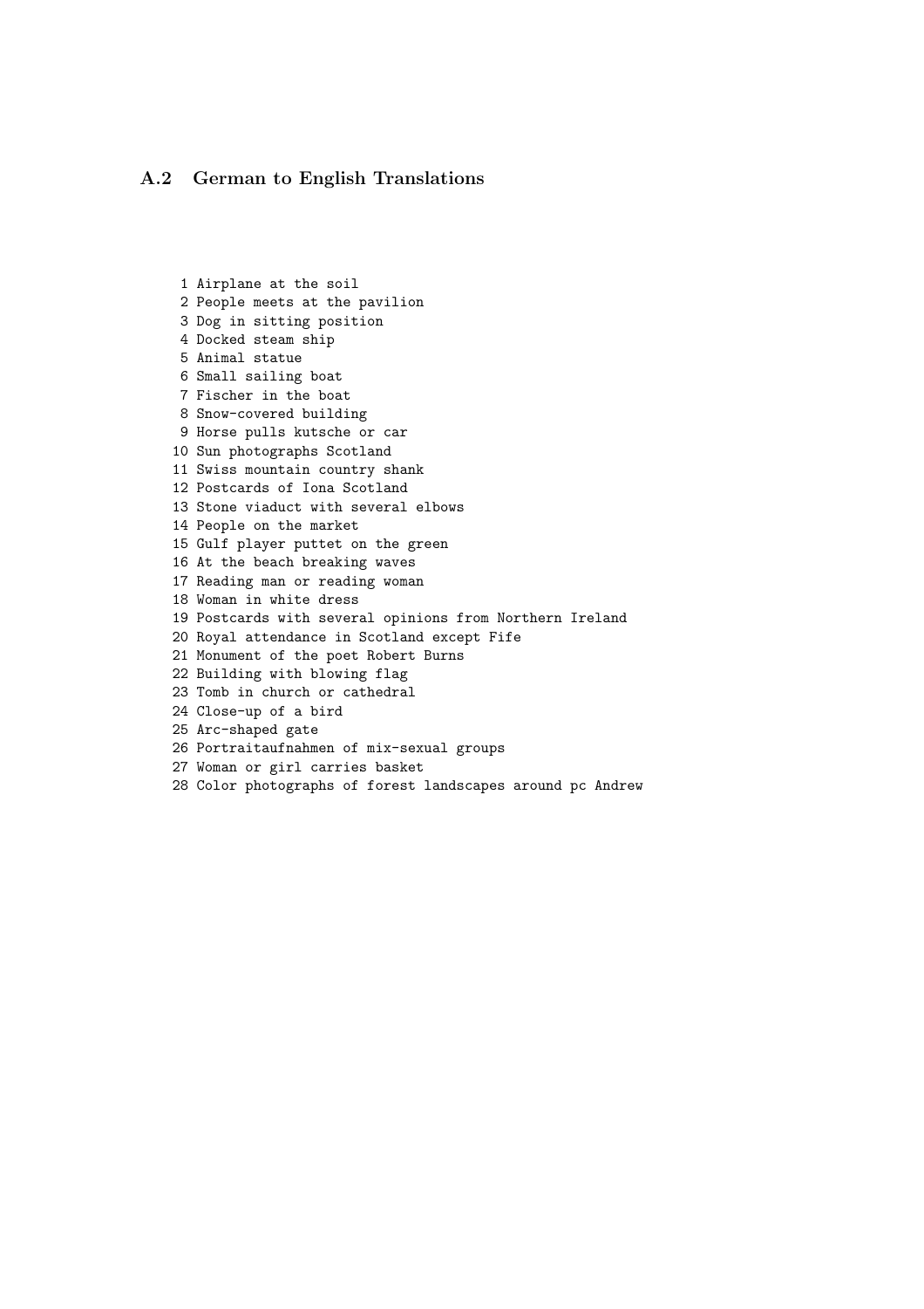## A.2 German to English Translations

```
 1 Airplane at the soil
 2 People meets at the pavilion
 3 Dog in sitting position
 4 Docked steam ship
 5 Animal statue
 6 Small sailing boat
 7 Fischer in the boat
 8 Snow-covered building
 9 Horse pulls kutsche or car
10 Sun photographs Scotland
11 Swiss mountain country shank
12 Postcards of Iona Scotland
13 Stone viaduct with several elbows
14 People on the market
15 Gulf player puttet on the green
16 At the beach breaking waves
17 Reading man or reading woman
18 Woman in white dress
19 Postcards with several opinions from Northern Ireland
20 Royal attendance in Scotland except Fife
21 Monument of the poet Robert Burns
22 Building with blowing flag
23 Tomb in church or cathedral
24 Close-up of a bird
25 Arc-shaped gate
26 Portraitaufnahmen of mix-sexual groups
27 Woman or girl carries basket
28 Color photographs of forest landscapes around pc Andrew
```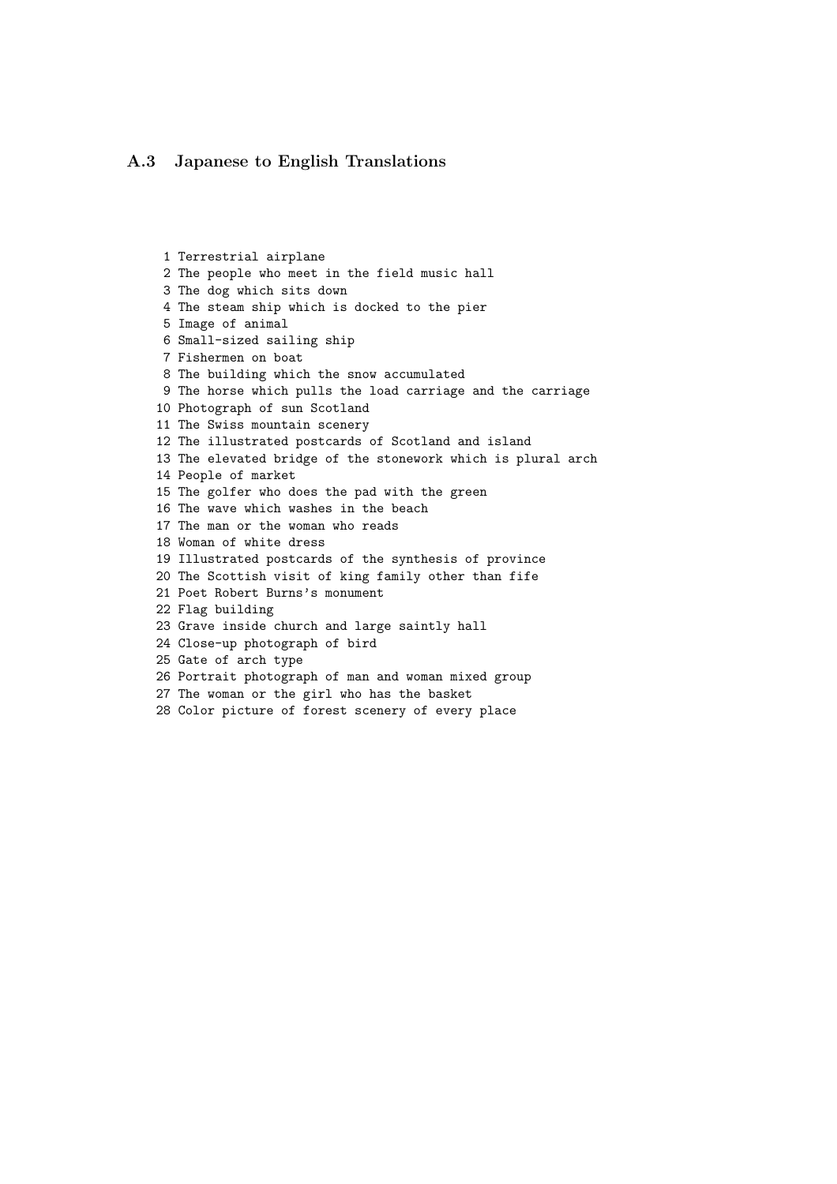### A.3 Japanese to English Translations

```
 1 Terrestrial airplane
 2 The people who meet in the field music hall
 3 The dog which sits down
 4 The steam ship which is docked to the pier
 5 Image of animal
 6 Small-sized sailing ship
 7 Fishermen on boat
 8 The building which the snow accumulated
 9 The horse which pulls the load carriage and the carriage
10 Photograph of sun Scotland
11 The Swiss mountain scenery
12 The illustrated postcards of Scotland and island
13 The elevated bridge of the stonework which is plural arch
14 People of market
15 The golfer who does the pad with the green
16 The wave which washes in the beach
17 The man or the woman who reads
18 Woman of white dress
19 Illustrated postcards of the synthesis of province
20 The Scottish visit of king family other than fife
21 Poet Robert Burns's monument
22 Flag building
23 Grave inside church and large saintly hall
24 Close-up photograph of bird
25 Gate of arch type
26 Portrait photograph of man and woman mixed group
27 The woman or the girl who has the basket
28 Color picture of forest scenery of every place
```